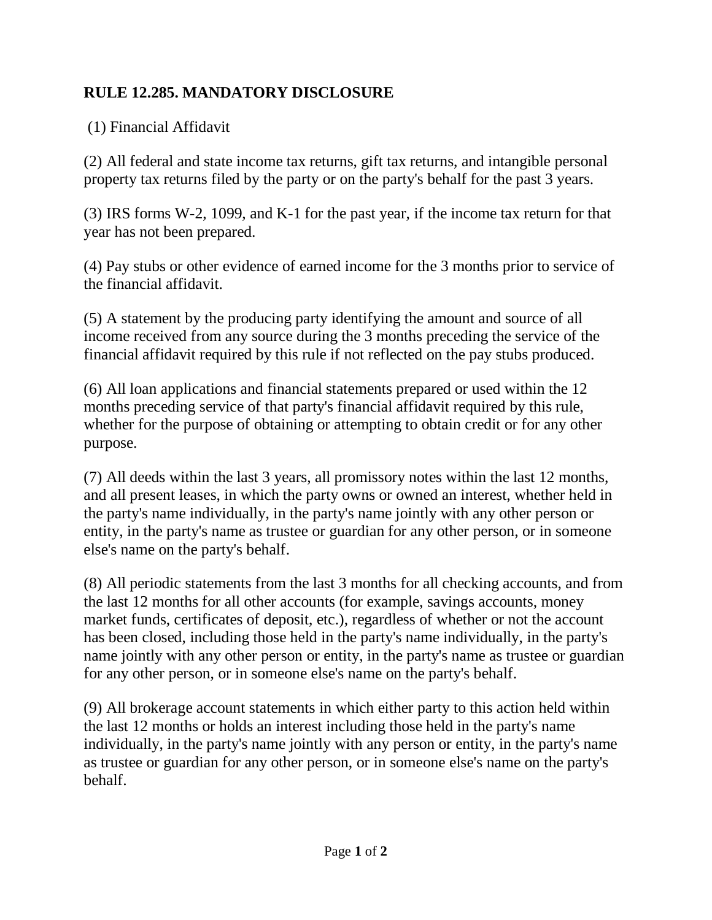## RULE 12.285. MANDATORY DISCLOSURE

(1) Financial Affidavit

(2) All federal and state income tax returns, gift tax returns, and intangible personal property tax returns filed by the party or on the party's behalf for the past 3 years.

(3) IRS forms W-2, 1099, and K-1 for the past year, if the income tax return for that year has not been prepared.

(4) Pay stubs or other evidence of earned income for the 3 months prior to service of the financial affidavit.

(5) A statement by the producing party identifying the amount and source of all income received from any source during the 3 months preceding the service of the financial affidavit required by this rule if not reflected on the pay stubs produced.

(6) All loan applications and financial statements prepared or used within the 12 months preceding service of that party's financial affidavit required by this rule, whether for the purpose of obtaining or attempting to obtain credit or for any other purpose.

(7) All deeds within the last 3 years, all promissory notes within the last 12 months, and all present leases, in which the party owns or owned an interest, whether held in the party's name individually, in the party's name jointly with any other person or entity, in the party's name as trustee or guardian for any other person, or in someone else's name on the party's behalf.

(8) All periodic statements from the last 3 months for all checking accounts, and from the last 12 months for all other accounts (for example, savings accounts, money market funds, certificates of deposit, etc.), regardless of whether or not the account has been closed, including those held in the party's name individually, in the party's name jointly with any other person or entity, in the party's name as trustee or guardian for any other person, or in someone else's name on the party's behalf.

(9) All brokerage account statements in which either party to this action held within the last 12 months or holds an interest including those held in the party's name individually, in the party's name jointly with any person or entity, in the party's name as trustee or guardian for any other person, or in someone else's name on the party's behalf.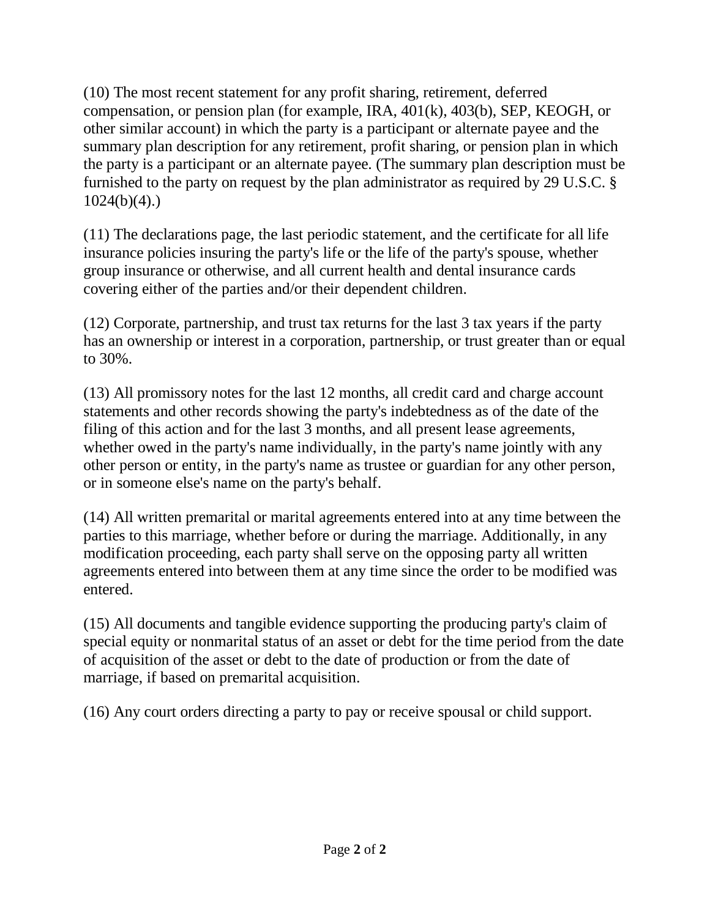(10) The most recent statement for any profit sharing, retirement, deferred compensation, or pension plan (for example, IRA, 401(k), 403(b), SEP, KEOGH, or other similar account) in which the party is a participant or alternate payee and the summary plan description for any retirement, profit sharing, or pension plan in which the party is a participant or an alternate payee. (The summary plan description must be furnished to the party on request by the plan administrator as required by 29 U.S.C. § 1024(b)(4).)

(11) The declarations page, the last periodic statement, and the certificate for all life insurance policies insuring the party's life or the life of the party's spouse, whether group insurance or otherwise, and all current health and dental insurance cards covering either of the parties and/or their dependent children.

(12) Corporate, partnership, and trust tax returns for the last 3 tax years if the party has an ownership or interest in a corporation, partnership, or trust greater than or equal to 30%.

(13) All promissory notes for the last 12 months, all credit card and charge account statements and other records showing the party's indebtedness as of the date of the filing of this action and for the last 3 months, and all present lease agreements, whether owed in the party's name individually, in the party's name jointly with any other person or entity, in the party's name as trustee or guardian for any other person, or in someone else's name on the party's behalf.

(14) All written premarital or marital agreements entered into at any time between the parties to this marriage, whether before or during the marriage. Additionally, in any modification proceeding, each party shall serve on the opposing party all written agreements entered into between them at any time since the order to be modified was entered.

(15) All documents and tangible evidence supporting the producing party's claim of special equity or nonmarital status of an asset or debt for the time period from the date of acquisition of the asset or debt to the date of production or from the date of marriage, if based on premarital acquisition.

(16) Any court orders directing a party to pay or receive spousal or child support.